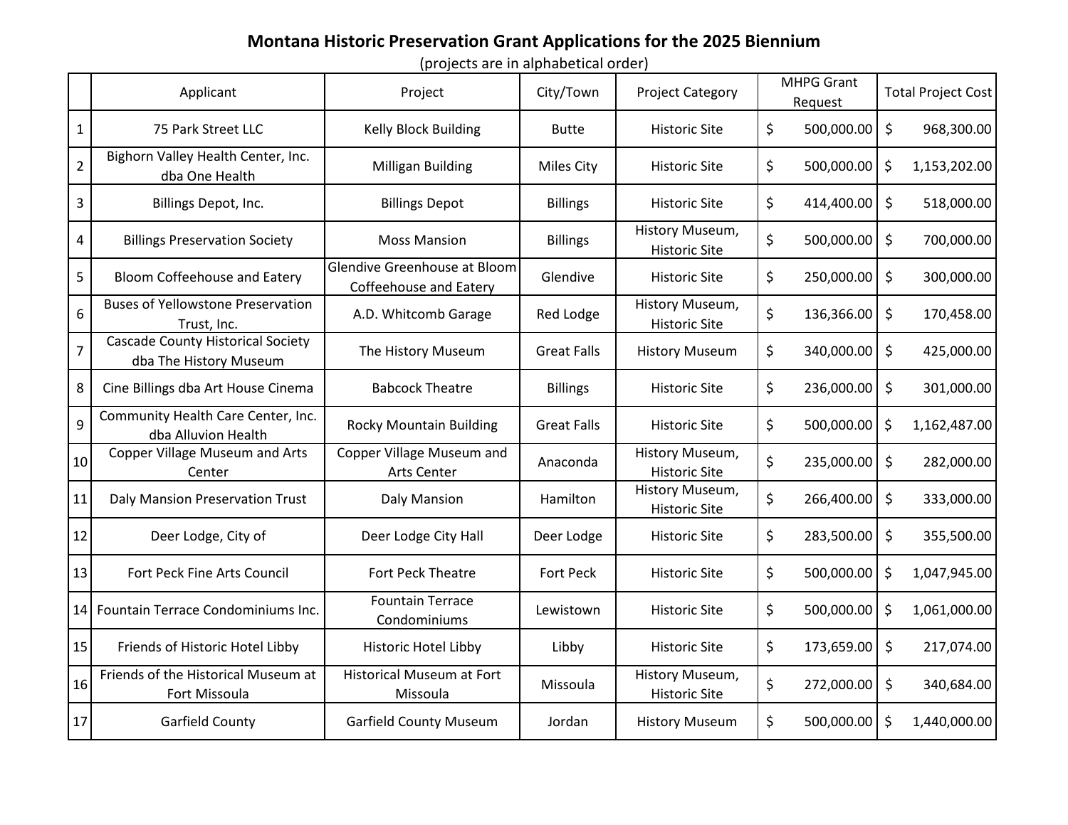# Montana Historic Preservation Grant Applications for the 2025 Biennium

(projects are in alphabetical order)

| | Applicant | Project | City/Town | Project Category | MHPG Grant Request | Total Project Cost |
|---|---|---|---|---|---|---|
| 1 | 75 Park Street LLC | Kelly Block Building | Butte | Historic Site | $ 500,000.00 | $ 968,300.00 |
| 2 | Bighorn Valley Health Center, Inc. dba One Health | Milligan Building | Miles City | Historic Site | $ 500,000.00 | $ 1,153,202.00 |
| 3 | Billings Depot, Inc. | Billings Depot | Billings | Historic Site | $ 414,400.00 | $ 518,000.00 |
| 4 | Billings Preservation Society | Moss Mansion | Billings | History Museum, Historic Site | $ 500,000.00 | $ 700,000.00 |
| 5 | Bloom Coffeehouse and Eatery | Glendive Greenhouse at Bloom Coffeehouse and Eatery | Glendive | Historic Site | $ 250,000.00 | $ 300,000.00 |
| 6 | Buses of Yellowstone Preservation Trust, Inc. | A.D. Whitcomb Garage | Red Lodge | History Museum, Historic Site | $ 136,366.00 | $ 170,458.00 |
| 7 | Cascade County Historical Society dba The History Museum | The History Museum | Great Falls | History Museum | $ 340,000.00 | $ 425,000.00 |
| 8 | Cine Billings dba Art House Cinema | Babcock Theatre | Billings | Historic Site | $ 236,000.00 | $ 301,000.00 |
| 9 | Community Health Care Center, Inc. dba Alluvion Health | Rocky Mountain Building | Great Falls | Historic Site | $ 500,000.00 | $ 1,162,487.00 |
| 10 | Copper Village Museum and Arts Center | Copper Village Museum and Arts Center | Anaconda | History Museum, Historic Site | $ 235,000.00 | $ 282,000.00 |
| 11 | Daly Mansion Preservation Trust | Daly Mansion | Hamilton | History Museum, Historic Site | $ 266,400.00 | $ 333,000.00 |
| 12 | Deer Lodge, City of | Deer Lodge City Hall | Deer Lodge | Historic Site | $ 283,500.00 | $ 355,500.00 |
| 13 | Fort Peck Fine Arts Council | Fort Peck Theatre | Fort Peck | Historic Site | $ 500,000.00 | $ 1,047,945.00 |
| 14 | Fountain Terrace Condominiums Inc. | Fountain Terrace Condominiums | Lewistown | Historic Site | $ 500,000.00 | $ 1,061,000.00 |
| 15 | Friends of Historic Hotel Libby | Historic Hotel Libby | Libby | Historic Site | $ 173,659.00 | $ 217,074.00 |
| 16 | Friends of the Historical Museum at Fort Missoula | Historical Museum at Fort Missoula | Missoula | History Museum, Historic Site | $ 272,000.00 | $ 340,684.00 |
| 17 | Garfield County | Garfield County Museum | Jordan | History Museum | $ 500,000.00 | $ 1,440,000.00 |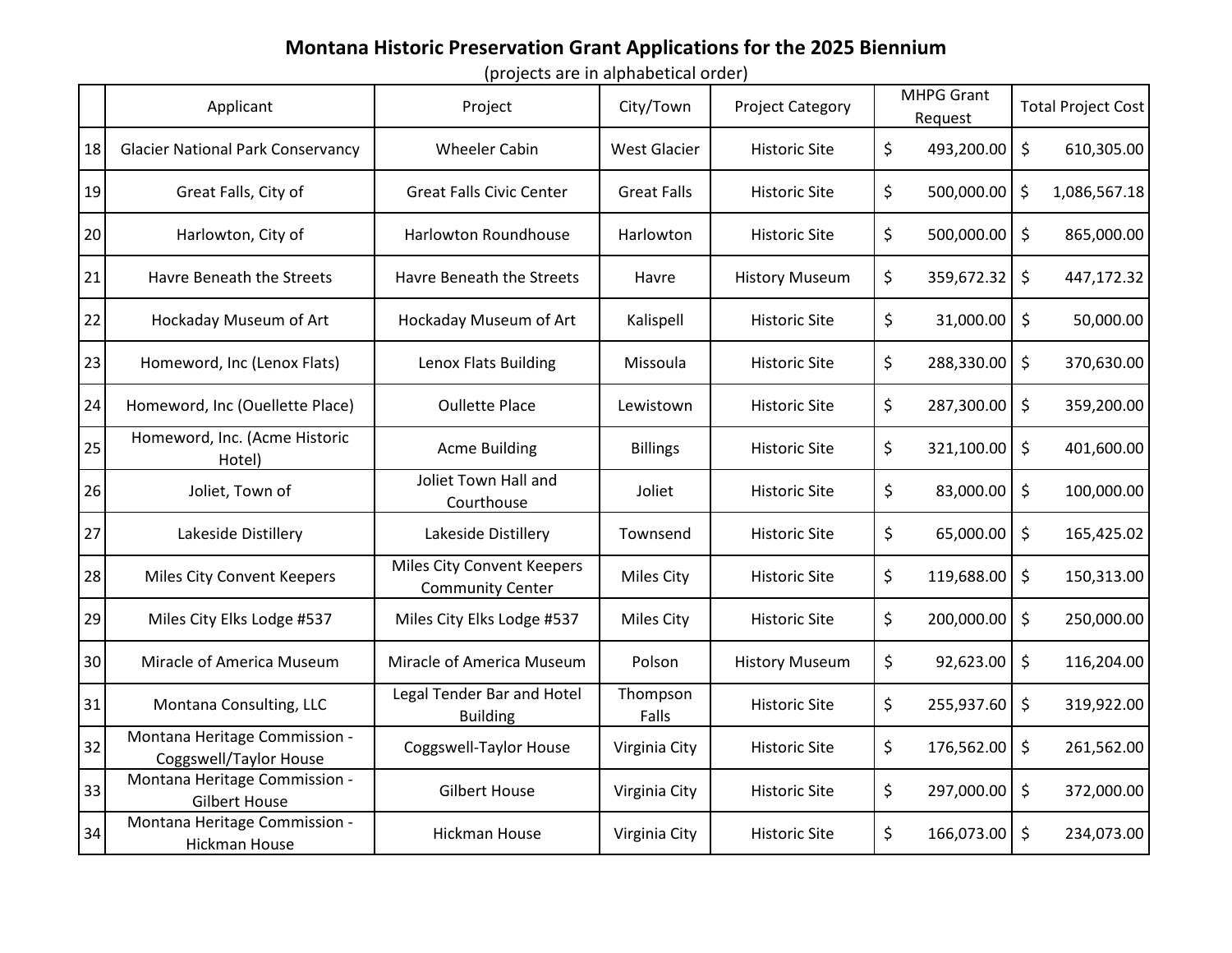# Montana Historic Preservation Grant Applications for the 2025 Biennium

(projects are in alphabetical order)

| | Applicant | Project | City/Town | Project Category | MHPG Grant Request | Total Project Cost |
|---|---|---|---|---|---|---|
| 18 | Glacier National Park Conservancy | Wheeler Cabin | West Glacier | Historic Site | $ 493,200.00 | $ 610,305.00 |
| 19 | Great Falls, City of | Great Falls Civic Center | Great Falls | Historic Site | $ 500,000.00 | $ 1,086,567.18 |
| 20 | Harlowton, City of | Harlowton Roundhouse | Harlowton | Historic Site | $ 500,000.00 | $ 865,000.00 |
| 21 | Havre Beneath the Streets | Havre Beneath the Streets | Havre | History Museum | $ 359,672.32 | $ 447,172.32 |
| 22 | Hockaday Museum of Art | Hockaday Museum of Art | Kalispell | Historic Site | $ 31,000.00 | $ 50,000.00 |
| 23 | Homeword, Inc (Lenox Flats) | Lenox Flats Building | Missoula | Historic Site | $ 288,330.00 | $ 370,630.00 |
| 24 | Homeword, Inc (Ouellette Place) | Oullette Place | Lewistown | Historic Site | $ 287,300.00 | $ 359,200.00 |
| 25 | Homeword, Inc. (Acme Historic Hotel) | Acme Building | Billings | Historic Site | $ 321,100.00 | $ 401,600.00 |
| 26 | Joliet, Town of | Joliet Town Hall and Courthouse | Joliet | Historic Site | $ 83,000.00 | $ 100,000.00 |
| 27 | Lakeside Distillery | Lakeside Distillery | Townsend | Historic Site | $ 65,000.00 | $ 165,425.02 |
| 28 | Miles City Convent Keepers | Miles City Convent Keepers Community Center | Miles City | Historic Site | $ 119,688.00 | $ 150,313.00 |
| 29 | Miles City Elks Lodge #537 | Miles City Elks Lodge #537 | Miles City | Historic Site | $ 200,000.00 | $ 250,000.00 |
| 30 | Miracle of America Museum | Miracle of America Museum | Polson | History Museum | $ 92,623.00 | $ 116,204.00 |
| 31 | Montana Consulting, LLC | Legal Tender Bar and Hotel Building | Thompson Falls | Historic Site | $ 255,937.60 | $ 319,922.00 |
| 32 | Montana Heritage Commission - Coggswell/Taylor House | Coggswell-Taylor House | Virginia City | Historic Site | $ 176,562.00 | $ 261,562.00 |
| 33 | Montana Heritage Commission - Gilbert House | Gilbert House | Virginia City | Historic Site | $ 297,000.00 | $ 372,000.00 |
| 34 | Montana Heritage Commission - Hickman House | Hickman House | Virginia City | Historic Site | $ 166,073.00 | $ 234,073.00 |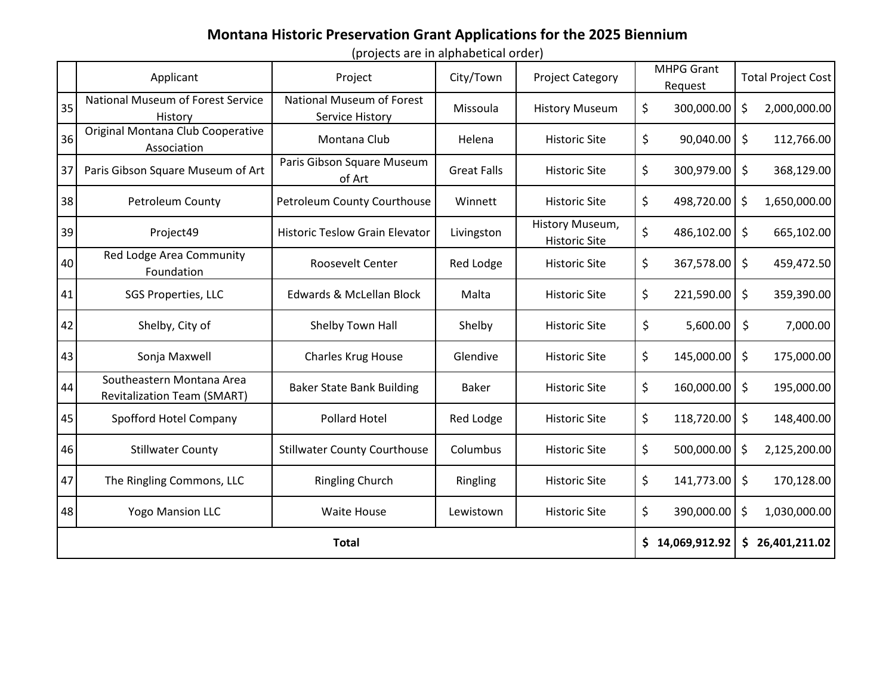**Montana Historic Preservation Grant Applications for the 2025 Biennium**

(projects are in alphabetical order)

| | Applicant | Project | City/Town | Project Category | MHPG Grant Request | Total Project Cost |
|---|---|---|---|---|---|---|
| 35 | National Museum of Forest Service History | National Museum of Forest Service History | Missoula | History Museum | $ 300,000.00 | $ 2,000,000.00 |
| 36 | Original Montana Club Cooperative Association | Montana Club | Helena | Historic Site | $ 90,040.00 | $ 112,766.00 |
| 37 | Paris Gibson Square Museum of Art | Paris Gibson Square Museum of Art | Great Falls | Historic Site | $ 300,979.00 | $ 368,129.00 |
| 38 | Petroleum County | Petroleum County Courthouse | Winnett | Historic Site | $ 498,720.00 | $ 1,650,000.00 |
| 39 | Project49 | Historic Teslow Grain Elevator | Livingston | History Museum, Historic Site | $ 486,102.00 | $ 665,102.00 |
| 40 | Red Lodge Area Community Foundation | Roosevelt Center | Red Lodge | Historic Site | $ 367,578.00 | $ 459,472.50 |
| 41 | SGS Properties, LLC | Edwards & McLellan Block | Malta | Historic Site | $ 221,590.00 | $ 359,390.00 |
| 42 | Shelby, City of | Shelby Town Hall | Shelby | Historic Site | $ 5,600.00 | $ 7,000.00 |
| 43 | Sonja Maxwell | Charles Krug House | Glendive | Historic Site | $ 145,000.00 | $ 175,000.00 |
| 44 | Southeastern Montana Area Revitalization Team (SMART) | Baker State Bank Building | Baker | Historic Site | $ 160,000.00 | $ 195,000.00 |
| 45 | Spofford Hotel Company | Pollard Hotel | Red Lodge | Historic Site | $ 118,720.00 | $ 148,400.00 |
| 46 | Stillwater County | Stillwater County Courthouse | Columbus | Historic Site | $ 500,000.00 | $ 2,125,200.00 |
| 47 | The Ringling Commons, LLC | Ringling Church | Ringling | Historic Site | $ 141,773.00 | $ 170,128.00 |
| 48 | Yogo Mansion LLC | Waite House | Lewistown | Historic Site | $ 390,000.00 | $ 1,030,000.00 |
| | **Total** | | | | **$ 14,069,912.92** | **$ 26,401,211.02** |